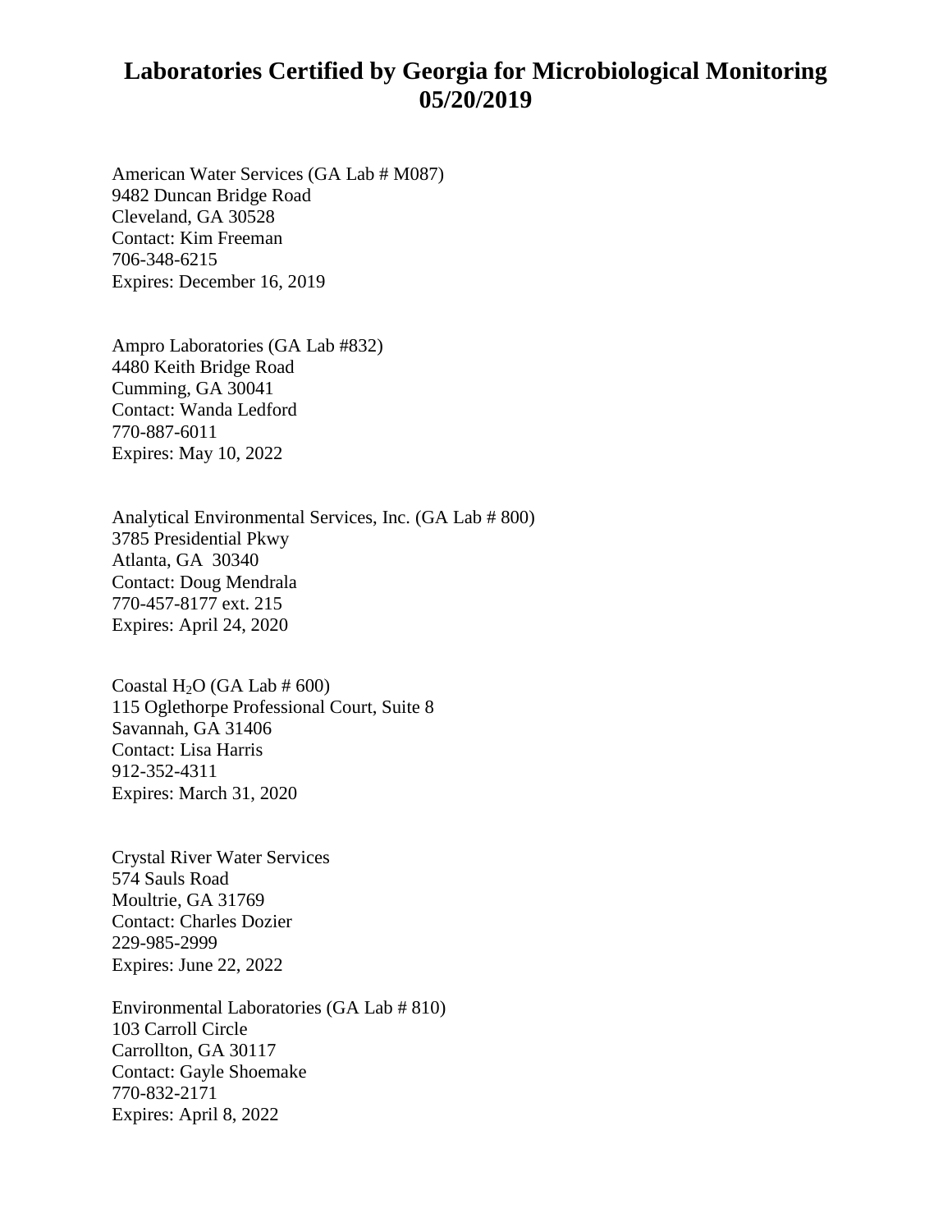# Laboratories Certified by Georgia for Microbiological Monitoring 05/20/2019

American Water Services (GA Lab # M087)
9482 Duncan Bridge Road
Cleveland, GA 30528
Contact: Kim Freeman
706-348-6215
Expires: December 16, 2019

Ampro Laboratories (GA Lab #832)
4480 Keith Bridge Road
Cumming, GA 30041
Contact: Wanda Ledford
770-887-6011
Expires: May 10, 2022

Analytical Environmental Services, Inc. (GA Lab # 800)
3785 Presidential Pkwy
Atlanta, GA 30340
Contact: Doug Mendrala
770-457-8177 ext. 215
Expires: April 24, 2020

Coastal $H_2O$ (GA Lab # 600)
115 Oglethorpe Professional Court, Suite 8
Savannah, GA 31406
Contact: Lisa Harris
912-352-4311
Expires: March 31, 2020

Crystal River Water Services
574 Sauls Road
Moultrie, GA 31769
Contact: Charles Dozier
229-985-2999
Expires: June 22, 2022

Environmental Laboratories (GA Lab # 810)
103 Carroll Circle
Carrollton, GA 30117
Contact: Gayle Shoemake
770-832-2171
Expires: April 8, 2022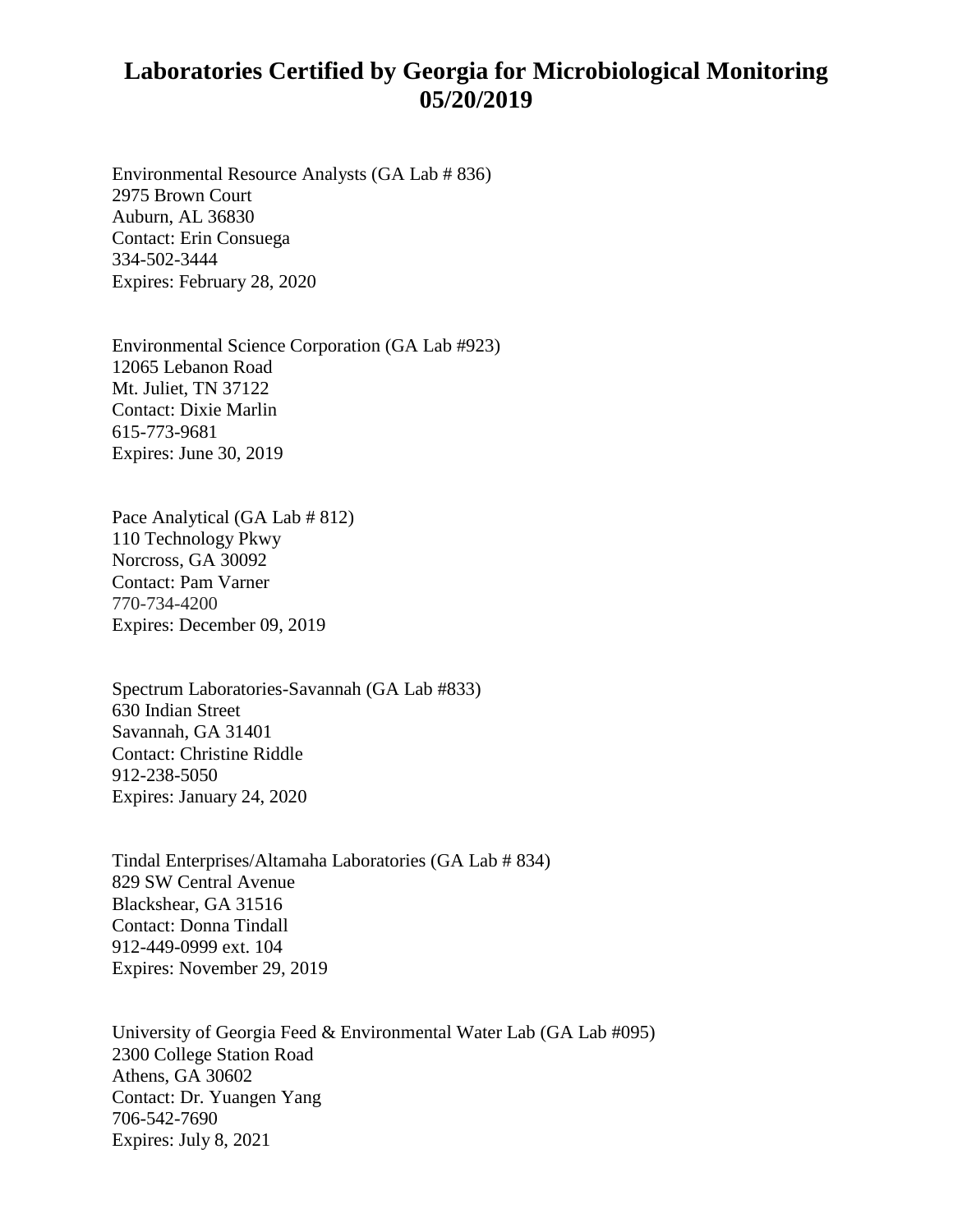# Laboratories Certified by Georgia for Microbiological Monitoring 05/20/2019

Environmental Resource Analysts (GA Lab # 836)
2975 Brown Court
Auburn, AL 36830
Contact: Erin Consuega
334-502-3444
Expires: February 28, 2020

Environmental Science Corporation (GA Lab #923)
12065 Lebanon Road
Mt. Juliet, TN 37122
Contact: Dixie Marlin
615-773-9681
Expires: June 30, 2019

Pace Analytical (GA Lab # 812)
110 Technology Pkwy
Norcross, GA 30092
Contact: Pam Varner
770-734-4200
Expires: December 09, 2019

Spectrum Laboratories-Savannah (GA Lab #833)
630 Indian Street
Savannah, GA 31401
Contact: Christine Riddle
912-238-5050
Expires: January 24, 2020

Tindal Enterprises/Altamaha Laboratories (GA Lab # 834)
829 SW Central Avenue
Blackshear, GA 31516
Contact: Donna Tindall
912-449-0999 ext. 104
Expires: November 29, 2019

University of Georgia Feed & Environmental Water Lab (GA Lab #095)
2300 College Station Road
Athens, GA 30602
Contact: Dr. Yuangen Yang
706-542-7690
Expires: July 8, 2021